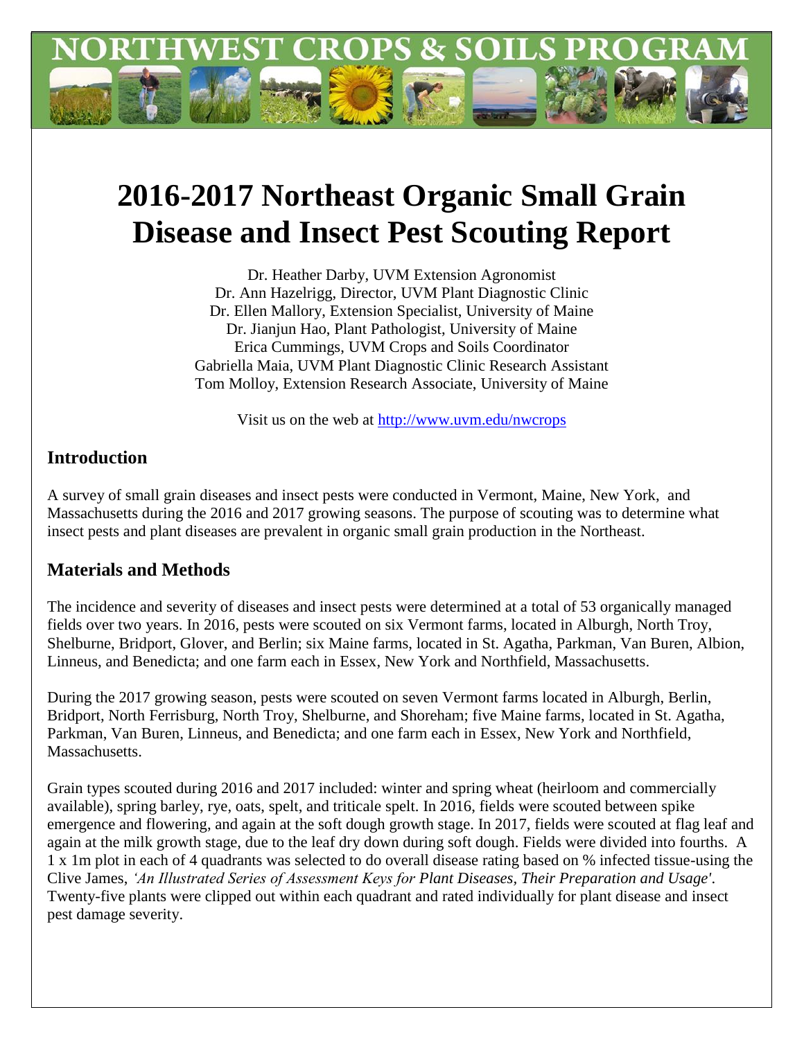# NORTHWEST CROPS & SOILS PROGRAM

# 2016-2017 Northeast Organic Small Grain Disease and Insect Pest Scouting Report

Dr. Heather Darby, UVM Extension Agronomist
Dr. Ann Hazelrigg, Director, UVM Plant Diagnostic Clinic
Dr. Ellen Mallory, Extension Specialist, University of Maine
Dr. Jianjun Hao, Plant Pathologist, University of Maine
Erica Cummings, UVM Crops and Soils Coordinator
Gabriella Maia, UVM Plant Diagnostic Clinic Research Assistant
Tom Molloy, Extension Research Associate, University of Maine

Visit us on the web at http://www.uvm.edu/nwcrops

## Introduction

A survey of small grain diseases and insect pests were conducted in Vermont, Maine, New York, and Massachusetts during the 2016 and 2017 growing seasons. The purpose of scouting was to determine what insect pests and plant diseases are prevalent in organic small grain production in the Northeast.

## Materials and Methods

The incidence and severity of diseases and insect pests were determined at a total of 53 organically managed fields over two years. In 2016, pests were scouted on six Vermont farms, located in Alburgh, North Troy, Shelburne, Bridport, Glover, and Berlin; six Maine farms, located in St. Agatha, Parkman, Van Buren, Albion, Linneus, and Benedicta; and one farm each in Essex, New York and Northfield, Massachusetts.

During the 2017 growing season, pests were scouted on seven Vermont farms located in Alburgh, Berlin, Bridport, North Ferrisburg, North Troy, Shelburne, and Shoreham; five Maine farms, located in St. Agatha, Parkman, Van Buren, Linneus, and Benedicta; and one farm each in Essex, New York and Northfield, Massachusetts.

Grain types scouted during 2016 and 2017 included: winter and spring wheat (heirloom and commercially available), spring barley, rye, oats, spelt, and triticale spelt. In 2016, fields were scouted between spike emergence and flowering, and again at the soft dough growth stage. In 2017, fields were scouted at flag leaf and again at the milk growth stage, due to the leaf dry down during soft dough. Fields were divided into fourths. A 1 x 1m plot in each of 4 quadrants was selected to do overall disease rating based on % infected tissue-using the Clive James, *'An Illustrated Series of Assessment Keys for Plant Diseases, Their Preparation and Usage'*. Twenty-five plants were clipped out within each quadrant and rated individually for plant disease and insect pest damage severity.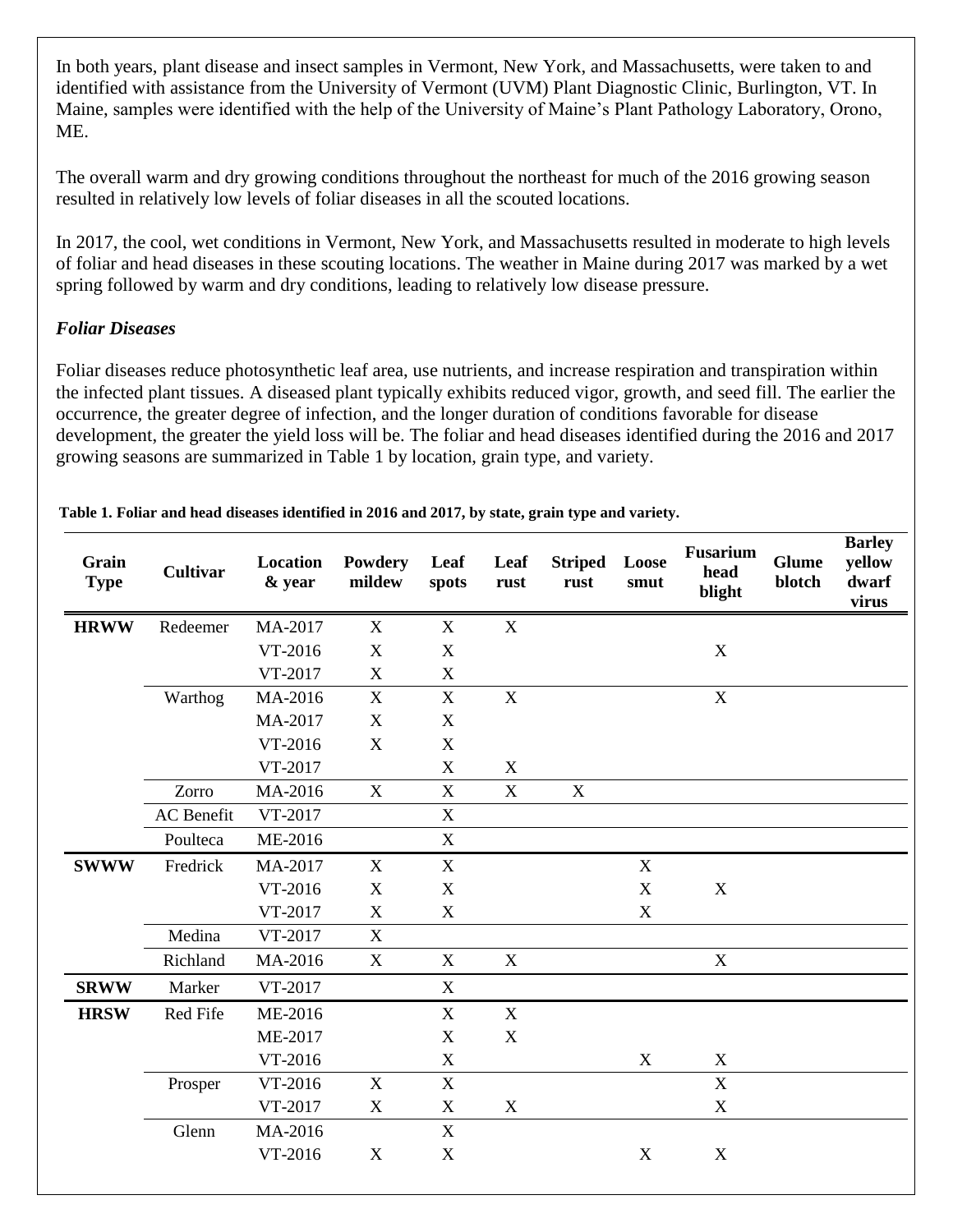In both years, plant disease and insect samples in Vermont, New York, and Massachusetts, were taken to and identified with assistance from the University of Vermont (UVM) Plant Diagnostic Clinic, Burlington, VT. In Maine, samples were identified with the help of the University of Maine's Plant Pathology Laboratory, Orono, ME.

The overall warm and dry growing conditions throughout the northeast for much of the 2016 growing season resulted in relatively low levels of foliar diseases in all the scouted locations.

In 2017, the cool, wet conditions in Vermont, New York, and Massachusetts resulted in moderate to high levels of foliar and head diseases in these scouting locations. The weather in Maine during 2017 was marked by a wet spring followed by warm and dry conditions, leading to relatively low disease pressure.

### *Foliar Diseases*

Foliar diseases reduce photosynthetic leaf area, use nutrients, and increase respiration and transpiration within the infected plant tissues. A diseased plant typically exhibits reduced vigor, growth, and seed fill. The earlier the occurrence, the greater degree of infection, and the longer duration of conditions favorable for disease development, the greater the yield loss will be. The foliar and head diseases identified during the 2016 and 2017 growing seasons are summarized in Table 1 by location, grain type, and variety.

**Table 1. Foliar and head diseases identified in 2016 and 2017, by state, grain type and variety.**

| Grain Type | Cultivar | Location & year | Powdery mildew | Leaf spots | Leaf rust | Striped rust | Loose smut | Fusarium head blight | Glume blotch | Barley yellow dwarf virus |
|---|---|---|---|---|---|---|---|---|---|---|
| **HRWW** | Redeemer | MA-2017 | X | X | X | | | | | |
| | | VT-2016 | X | X | | | | X | | |
| | | VT-2017 | X | X | | | | | | |
| | Warthog | MA-2016 | X | X | X | | | X | | |
| | | MA-2017 | X | X | | | | | | |
| | | VT-2016 | X | X | | | | | | |
| | | VT-2017 | | X | X | | | | | |
| | Zorro | MA-2016 | X | X | X | X | | | | |
| | AC Benefit | VT-2017 | | X | | | | | | |
| | Poulteca | ME-2016 | | X | | | | | | |
| **SWWW** | Fredrick | MA-2017 | X | X | | | X | | | |
| | | VT-2016 | X | X | | | X | X | | |
| | | VT-2017 | X | X | | | X | | | |
| | Medina | VT-2017 | X | | | | | | | |
| | Richland | MA-2016 | X | X | X | | | X | | |
| **SRWW** | Marker | VT-2017 | | X | | | | | | |
| **HRSW** | Red Fife | ME-2016 | | X | X | | | | | |
| | | ME-2017 | | X | X | | | | | |
| | | VT-2016 | | X | | | X | X | | |
| | Prosper | VT-2016 | X | X | | | | X | | |
| | | VT-2017 | X | X | X | | | X | | |
| | Glenn | MA-2016 | | X | | | | | | |
| | | VT-2016 | X | X | | | X | X | | |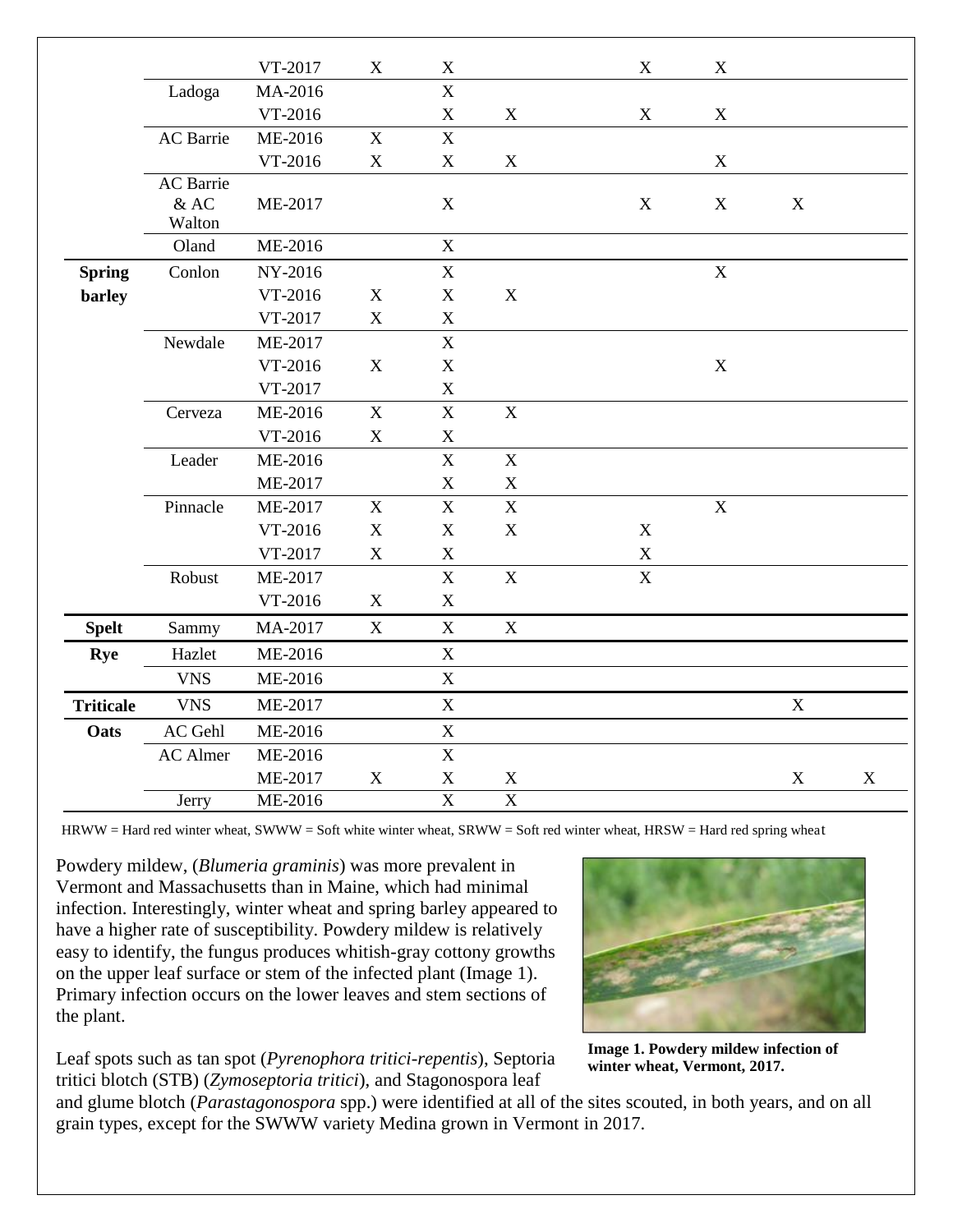| | | | | | | | | | | |
|---|---|---|---|---|---|---|---|---|---|---|
| | | VT-2017 | X | X | | | X | X | | |
| | Ladoga | MA-2016 | | X | | | | | | |
| | | VT-2016 | | X | X | | X | X | | |
| | AC Barrie | ME-2016 | X | X | | | | | | |
| | | VT-2016 | X | X | X | | | X | | |
| | AC Barrie & AC Walton | ME-2017 | | X | | | X | X | X | |
| | Oland | ME-2016 | | X | | | | | | |
| **Spring barley** | Conlon | NY-2016 | | X | | | | X | | |
| | | VT-2016 | X | X | X | | | | | |
| | | VT-2017 | X | X | | | | | | |
| | Newdale | ME-2017 | | X | | | | | | |
| | | VT-2016 | X | X | | | | X | | |
| | | VT-2017 | | X | | | | | | |
| | Cerveza | ME-2016 | X | X | X | | | | | |
| | | VT-2016 | X | X | | | | | | |
| | Leader | ME-2016 | | X | X | | | | | |
| | | ME-2017 | | X | X | | | | | |
| | Pinnacle | ME-2017 | X | X | X | | | X | | |
| | | VT-2016 | X | X | X | | X | | | |
| | | VT-2017 | X | X | | | X | | | |
| | Robust | ME-2017 | | X | X | | X | | | |
| | | VT-2016 | X | X | | | | | | |
| **Spelt** | Sammy | MA-2017 | X | X | X | | | | | |
| **Rye** | Hazlet | ME-2016 | | X | | | | | | |
| | VNS | ME-2016 | | X | | | | | | |
| **Triticale** | VNS | ME-2017 | | X | | | | | X | |
| **Oats** | AC Gehl | ME-2016 | | X | | | | | | |
| | AC Almer | ME-2016 | | X | | | | | | |
| | | ME-2017 | X | X | X | | | | X | X |
| | Jerry | ME-2016 | | X | X | | | | | |

HRWW = Hard red winter wheat, SWWW = Soft white winter wheat, SRWW = Soft red winter wheat, HRSW = Hard red spring wheat

Powdery mildew, (*Blumeria graminis*) was more prevalent in Vermont and Massachusetts than in Maine, which had minimal infection. Interestingly, winter wheat and spring barley appeared to have a higher rate of susceptibility. Powdery mildew is relatively easy to identify, the fungus produces whitish-gray cottony growths on the upper leaf surface or stem of the infected plant (Image 1). Primary infection occurs on the lower leaves and stem sections of the plant.

**Image 1. Powdery mildew infection of winter wheat, Vermont, 2017.**

Leaf spots such as tan spot (*Pyrenophora tritici-repentis*), Septoria tritici blotch (STB) (*Zymoseptoria tritici*), and Stagonospora leaf and glume blotch (*Parastagonospora* spp.) were identified at all of the sites scouted, in both years, and on all grain types, except for the SWWW variety Medina grown in Vermont in 2017.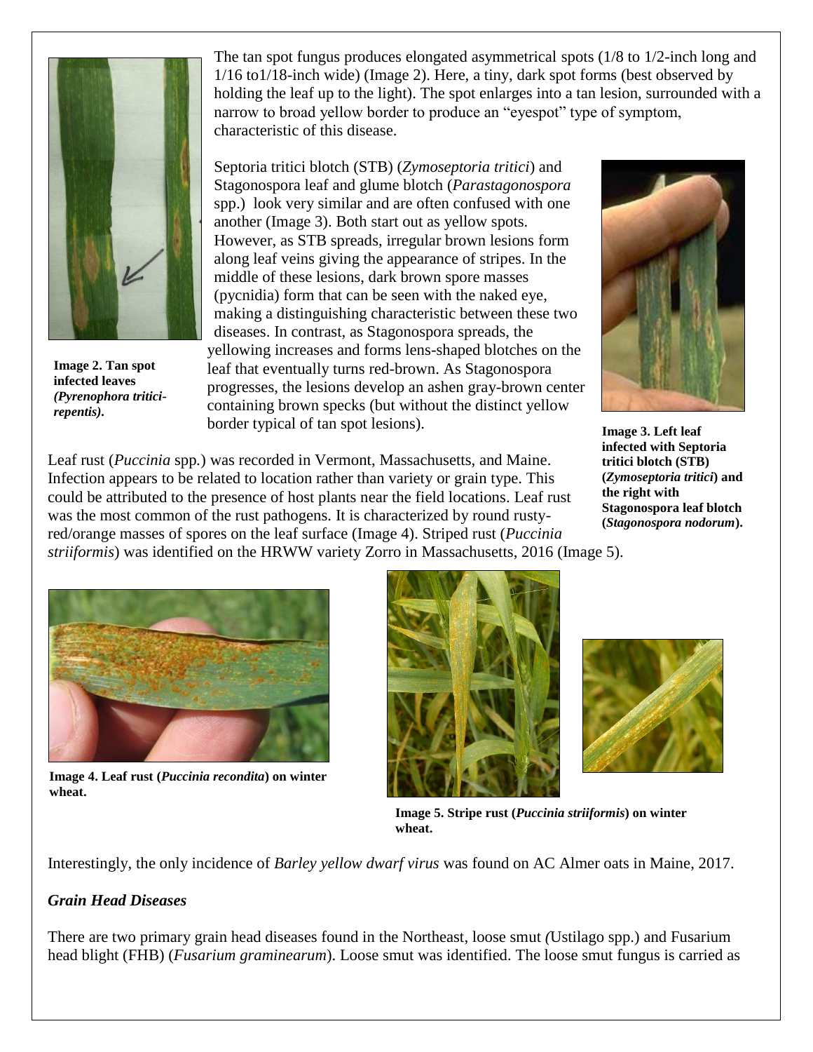The tan spot fungus produces elongated asymmetrical spots (1/8 to 1/2-inch long and 1/16 to1/18-inch wide) (Image 2). Here, a tiny, dark spot forms (best observed by holding the leaf up to the light). The spot enlarges into a tan lesion, surrounded with a narrow to broad yellow border to produce an "eyespot" type of symptom, characteristic of this disease.

**Image 2. Tan spot infected leaves *(Pyrenophora tritici-repentis)*.**

Septoria tritici blotch (STB) (*Zymoseptoria tritici*) and Stagonospora leaf and glume blotch (*Parastagonospora* spp.) look very similar and are often confused with one another (Image 3). Both start out as yellow spots. However, as STB spreads, irregular brown lesions form along leaf veins giving the appearance of stripes. In the middle of these lesions, dark brown spore masses (pycnidia) form that can be seen with the naked eye, making a distinguishing characteristic between these two diseases. In contrast, as Stagonospora spreads, the yellowing increases and forms lens-shaped blotches on the leaf that eventually turns red-brown. As Stagonospora progresses, the lesions develop an ashen gray-brown center containing brown specks (but without the distinct yellow border typical of tan spot lesions).

**Image 3. Left leaf infected with Septoria tritici blotch (STB) (*Zymoseptoria tritici*) and the right with Stagonospora leaf blotch (*Stagonospora nodorum*).**

Leaf rust (*Puccinia* spp*.*) was recorded in Vermont, Massachusetts, and Maine. Infection appears to be related to location rather than variety or grain type. This could be attributed to the presence of host plants near the field locations. Leaf rust was the most common of the rust pathogens. It is characterized by round rusty-red/orange masses of spores on the leaf surface (Image 4). Striped rust (*Puccinia striiformis*) was identified on the HRWW variety Zorro in Massachusetts, 2016 (Image 5).

**Image 4. Leaf rust (*Puccinia recondita*) on winter wheat.**

**Image 5. Stripe rust (*Puccinia striiformis*) on winter wheat.**

Interestingly, the only incidence of *Barley yellow dwarf virus* was found on AC Almer oats in Maine, 2017.

### *Grain Head Diseases*

There are two primary grain head diseases found in the Northeast, loose smut *(*Ustilago spp.) and Fusarium head blight (FHB) (*Fusarium graminearum*). Loose smut was identified. The loose smut fungus is carried as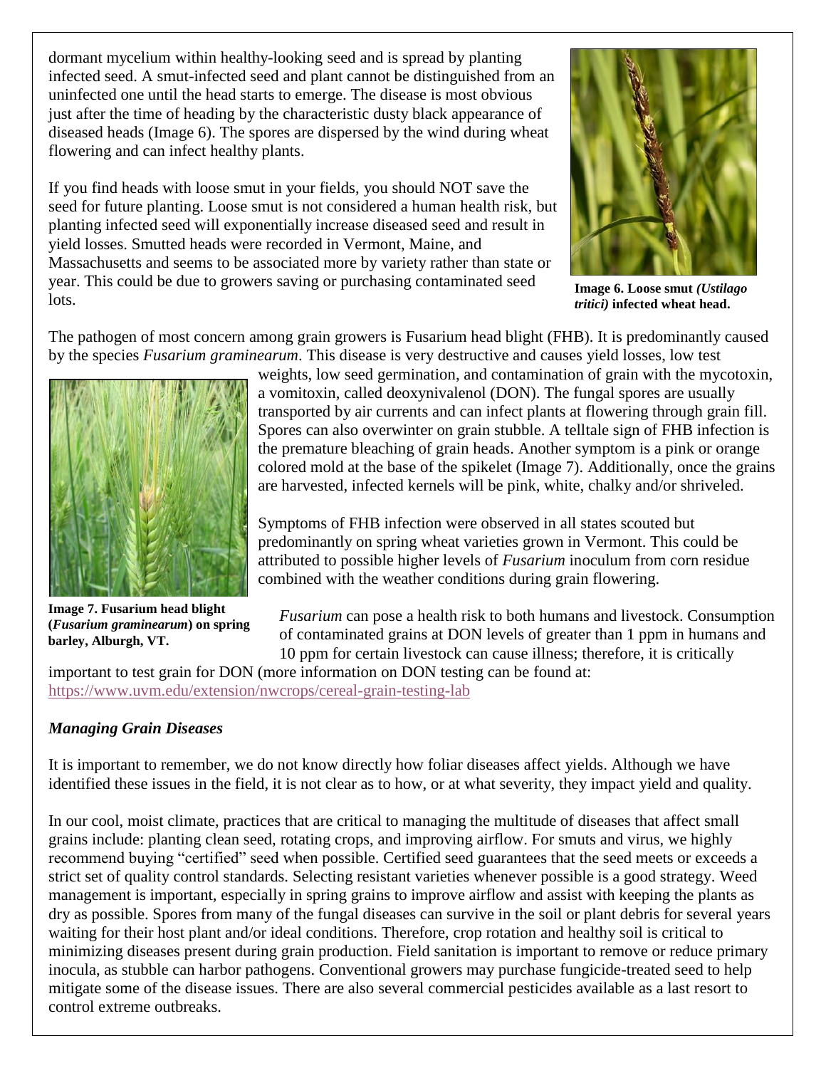dormant mycelium within healthy-looking seed and is spread by planting infected seed. A smut-infected seed and plant cannot be distinguished from an uninfected one until the head starts to emerge. The disease is most obvious just after the time of heading by the characteristic dusty black appearance of diseased heads (Image 6). The spores are dispersed by the wind during wheat flowering and can infect healthy plants.

If you find heads with loose smut in your fields, you should NOT save the seed for future planting. Loose smut is not considered a human health risk, but planting infected seed will exponentially increase diseased seed and result in yield losses. Smutted heads were recorded in Vermont, Maine, and Massachusetts and seems to be associated more by variety rather than state or year. This could be due to growers saving or purchasing contaminated seed lots.

**Image 6. Loose smut *(Ustilago tritici)* infected wheat head.**

The pathogen of most concern among grain growers is Fusarium head blight (FHB). It is predominantly caused by the species *Fusarium graminearum*. This disease is very destructive and causes yield losses, low test weights, low seed germination, and contamination of grain with the mycotoxin, a vomitoxin, called deoxynivalenol (DON). The fungal spores are usually transported by air currents and can infect plants at flowering through grain fill. Spores can also overwinter on grain stubble. A telltale sign of FHB infection is the premature bleaching of grain heads. Another symptom is a pink or orange colored mold at the base of the spikelet (Image 7). Additionally, once the grains are harvested, infected kernels will be pink, white, chalky and/or shriveled.

Symptoms of FHB infection were observed in all states scouted but predominantly on spring wheat varieties grown in Vermont. This could be attributed to possible higher levels of *Fusarium* inoculum from corn residue combined with the weather conditions during grain flowering.

**Image 7. Fusarium head blight (*Fusarium graminearum*) on spring barley, Alburgh, VT.**

*Fusarium* can pose a health risk to both humans and livestock. Consumption of contaminated grains at DON levels of greater than 1 ppm in humans and 10 ppm for certain livestock can cause illness; therefore, it is critically important to test grain for DON (more information on DON testing can be found at: https://www.uvm.edu/extension/nwcrops/cereal-grain-testing-lab

### *Managing Grain Diseases*

It is important to remember, we do not know directly how foliar diseases affect yields. Although we have identified these issues in the field, it is not clear as to how, or at what severity, they impact yield and quality.

In our cool, moist climate, practices that are critical to managing the multitude of diseases that affect small grains include: planting clean seed, rotating crops, and improving airflow. For smuts and virus, we highly recommend buying "certified" seed when possible. Certified seed guarantees that the seed meets or exceeds a strict set of quality control standards. Selecting resistant varieties whenever possible is a good strategy. Weed management is important, especially in spring grains to improve airflow and assist with keeping the plants as dry as possible. Spores from many of the fungal diseases can survive in the soil or plant debris for several years waiting for their host plant and/or ideal conditions. Therefore, crop rotation and healthy soil is critical to minimizing diseases present during grain production. Field sanitation is important to remove or reduce primary inocula, as stubble can harbor pathogens. Conventional growers may purchase fungicide-treated seed to help mitigate some of the disease issues. There are also several commercial pesticides available as a last resort to control extreme outbreaks.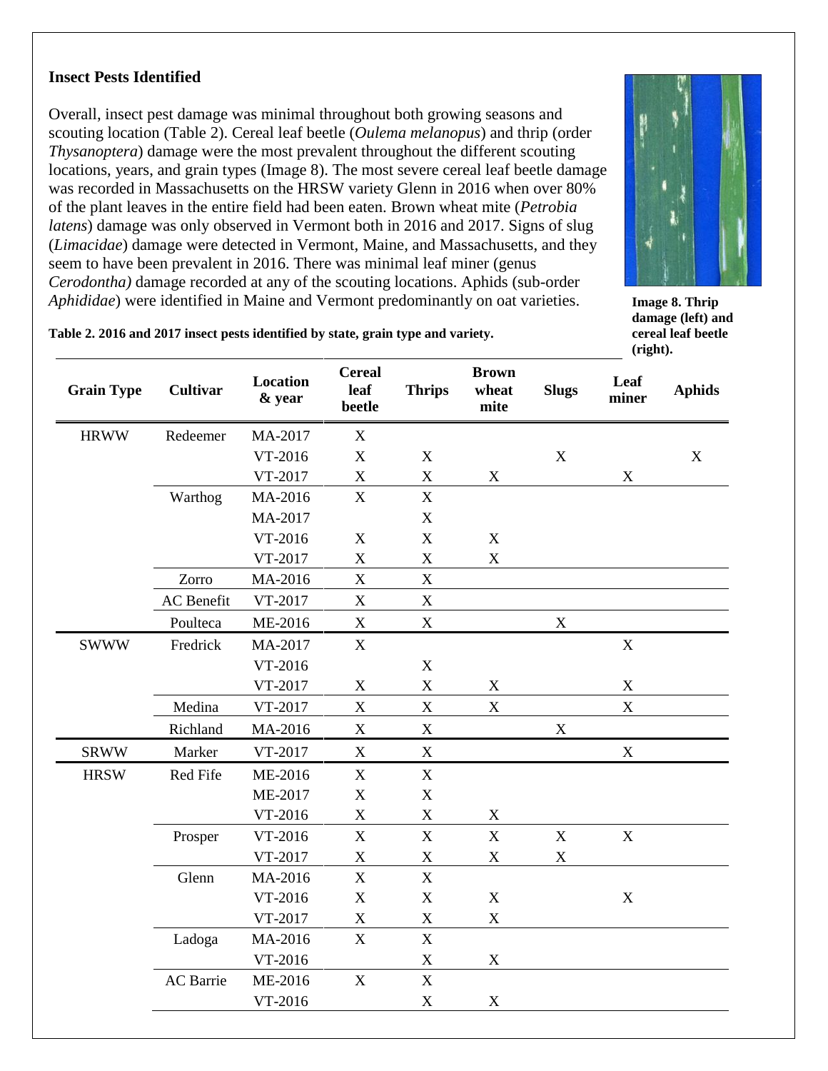## Insect Pests Identified

Overall, insect pest damage was minimal throughout both growing seasons and scouting location (Table 2). Cereal leaf beetle (*Oulema melanopus*) and thrip (order *Thysanoptera*) damage were the most prevalent throughout the different scouting locations, years, and grain types (Image 8). The most severe cereal leaf beetle damage was recorded in Massachusetts on the HRSW variety Glenn in 2016 when over 80% of the plant leaves in the entire field had been eaten. Brown wheat mite (*Petrobia latens*) damage was only observed in Vermont both in 2016 and 2017. Signs of slug (*Limacidae*) damage were detected in Vermont, Maine, and Massachusetts, and they seem to have been prevalent in 2016. There was minimal leaf miner (genus *Cerodontha)* damage recorded at any of the scouting locations. Aphids (sub-order *Aphididae*) were identified in Maine and Vermont predominantly on oat varieties.

**Image 8. Thrip damage (left) and cereal leaf beetle (right).**

**Table 2. 2016 and 2017 insect pests identified by state, grain type and variety.**

| Grain Type | Cultivar | Location & year | Cereal leaf beetle | Thrips | Brown wheat mite | Slugs | Leaf miner | Aphids |
|---|---|---|---|---|---|---|---|---|
| HRWW | Redeemer | MA-2017 | X | | | | | |
| | | VT-2016 | X | X | | X | | X |
| | | VT-2017 | X | X | X | | X | |
| | Warthog | MA-2016 | X | X | | | | |
| | | MA-2017 | | X | | | | |
| | | VT-2016 | X | X | X | | | |
| | | VT-2017 | X | X | X | | | |
| | Zorro | MA-2016 | X | X | | | | |
| | AC Benefit | VT-2017 | X | X | | | | |
| | Poulteca | ME-2016 | X | X | | X | | |
| SWWW | Fredrick | MA-2017 | X | | | | X | |
| | | VT-2016 | | X | | | | |
| | | VT-2017 | X | X | X | | X | |
| | Medina | VT-2017 | X | X | X | | X | |
| | Richland | MA-2016 | X | X | | X | | |
| SRWW | Marker | VT-2017 | X | X | | | X | |
| HRSW | Red Fife | ME-2016 | X | X | | | | |
| | | ME-2017 | X | X | | | | |
| | | VT-2016 | X | X | X | | | |
| | Prosper | VT-2016 | X | X | X | X | X | |
| | | VT-2017 | X | X | X | X | | |
| | Glenn | MA-2016 | X | X | | | | |
| | | VT-2016 | X | X | X | | X | |
| | | VT-2017 | X | X | X | | | |
| | Ladoga | MA-2016 | X | X | | | | |
| | | VT-2016 | | X | X | | | |
| | AC Barrie | ME-2016 | X | X | | | | |
| | | VT-2016 | | X | X | | | |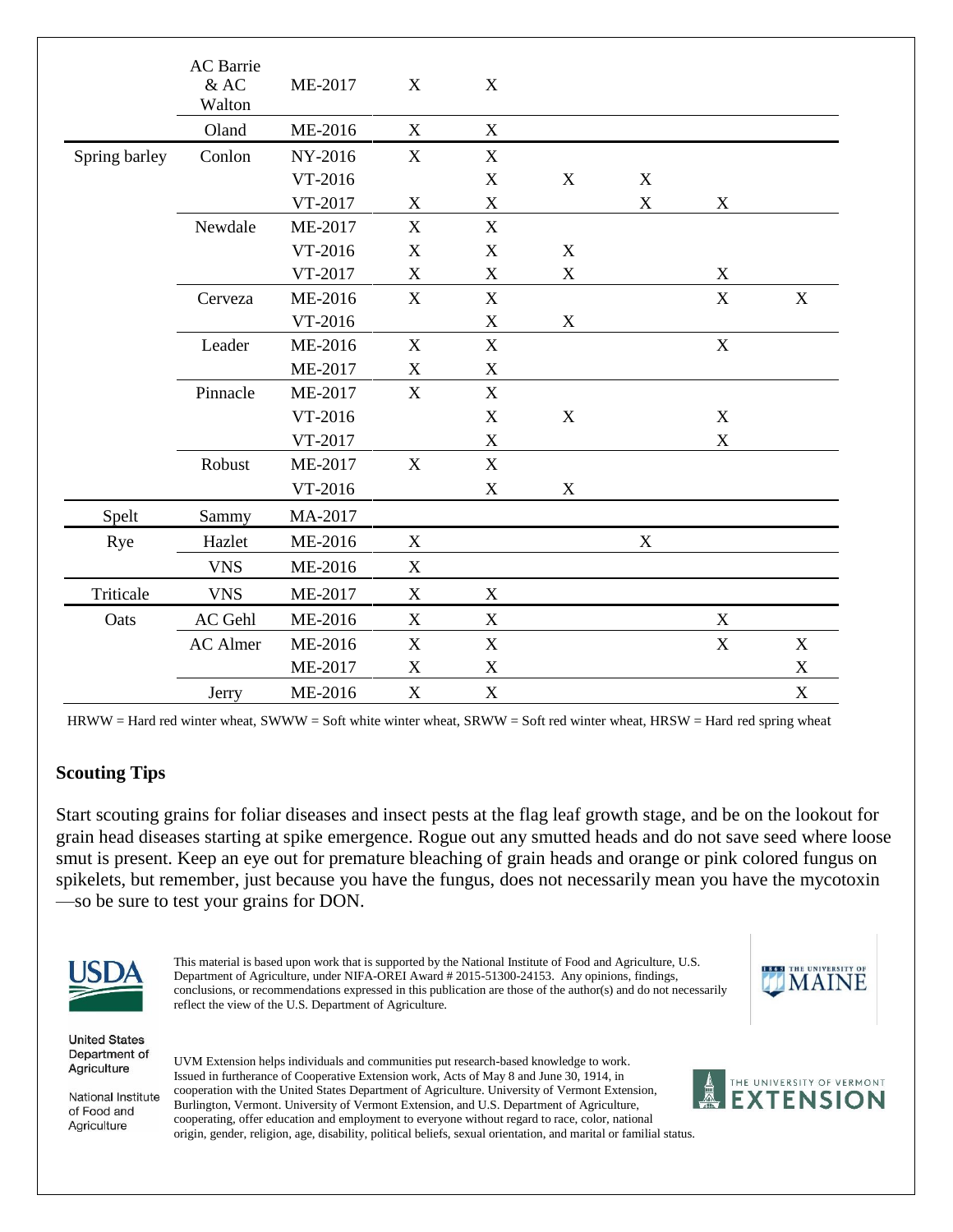| | | | | | | | | |
|---|---|---|---|---|---|---|---|---|
| | AC Barrie & AC Walton | ME-2017 | X | X | | | | |
| | Oland | ME-2016 | X | X | | | | |
| Spring barley | Conlon | NY-2016 | X | X | | | | |
| | | VT-2016 | | X | X | X | | |
| | | VT-2017 | X | X | | X | X | |
| | Newdale | ME-2017 | X | X | | | | |
| | | VT-2016 | X | X | X | | | |
| | | VT-2017 | X | X | X | | X | |
| | Cerveza | ME-2016 | X | X | | | X | X |
| | | VT-2016 | | X | X | | | |
| | Leader | ME-2016 | X | X | | | X | |
| | | ME-2017 | X | X | | | | |
| | Pinnacle | ME-2017 | X | X | | | | |
| | | VT-2016 | | X | X | | X | |
| | | VT-2017 | | X | | | X | |
| | Robust | ME-2017 | X | X | | | | |
| | | VT-2016 | | X | X | | | |
| Spelt | Sammy | MA-2017 | | | | | | |
| Rye | Hazlet | ME-2016 | X | | | X | | |
| | VNS | ME-2016 | X | | | | | |
| Triticale | VNS | ME-2017 | X | X | | | | |
| Oats | AC Gehl | ME-2016 | X | X | | | X | |
| | AC Almer | ME-2016 | X | X | | | X | X |
| | | ME-2017 | X | X | | | | X |
| | Jerry | ME-2016 | X | X | | | | X |

HRWW = Hard red winter wheat, SWWW = Soft white winter wheat, SRWW = Soft red winter wheat, HRSW = Hard red spring wheat

## Scouting Tips

Start scouting grains for foliar diseases and insect pests at the flag leaf growth stage, and be on the lookout for grain head diseases starting at spike emergence. Rogue out any smutted heads and do not save seed where loose smut is present. Keep an eye out for premature bleaching of grain heads and orange or pink colored fungus on spikelets, but remember, just because you have the fungus, does not necessarily mean you have the mycotoxin—so be sure to test your grains for DON.

This material is based upon work that is supported by the National Institute of Food and Agriculture, U.S. Department of Agriculture, under NIFA-OREI Award # 2015-51300-24153. Any opinions, findings, conclusions, or recommendations expressed in this publication are those of the author(s) and do not necessarily reflect the view of the U.S. Department of Agriculture.

United States Department of Agriculture

National Institute of Food and Agriculture

UVM Extension helps individuals and communities put research-based knowledge to work. Issued in furtherance of Cooperative Extension work, Acts of May 8 and June 30, 1914, in cooperation with the United States Department of Agriculture. University of Vermont Extension, Burlington, Vermont. University of Vermont Extension, and U.S. Department of Agriculture, cooperating, offer education and employment to everyone without regard to race, color, national origin, gender, religion, age, disability, political beliefs, sexual orientation, and marital or familial status.